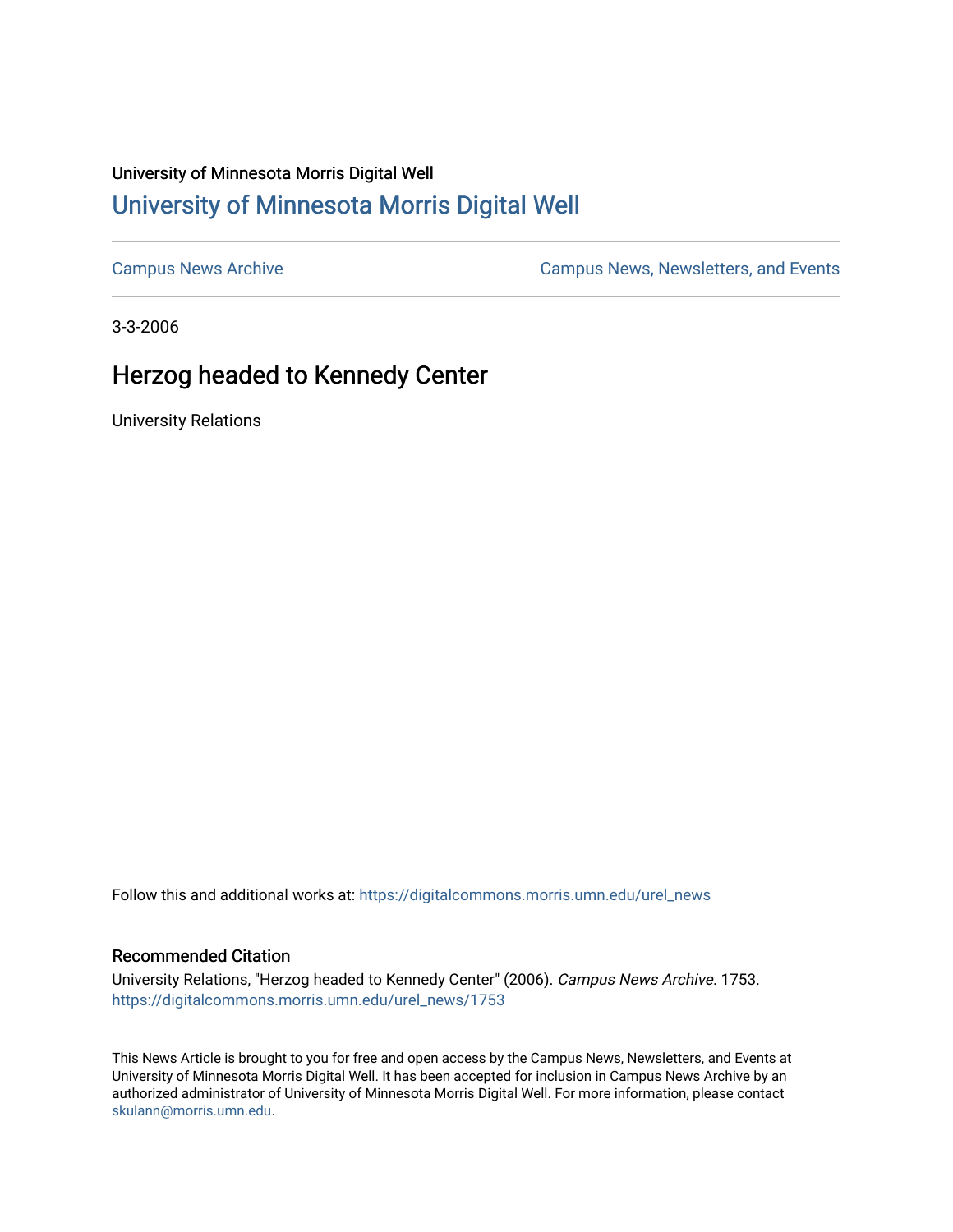University of Minnesota Morris Digital Well

# University of Minnesota Morris Digital Well

Campus News Archive

Campus News, Newsletters, and Events

3-3-2006

## Herzog headed to Kennedy Center

University Relations

Follow this and additional works at: https://digitalcommons.morris.umn.edu/urel_news

### Recommended Citation

University Relations, "Herzog headed to Kennedy Center" (2006). *Campus News Archive*. 1753.
https://digitalcommons.morris.umn.edu/urel_news/1753

This News Article is brought to you for free and open access by the Campus News, Newsletters, and Events at University of Minnesota Morris Digital Well. It has been accepted for inclusion in Campus News Archive by an authorized administrator of University of Minnesota Morris Digital Well. For more information, please contact skulann@morris.umn.edu.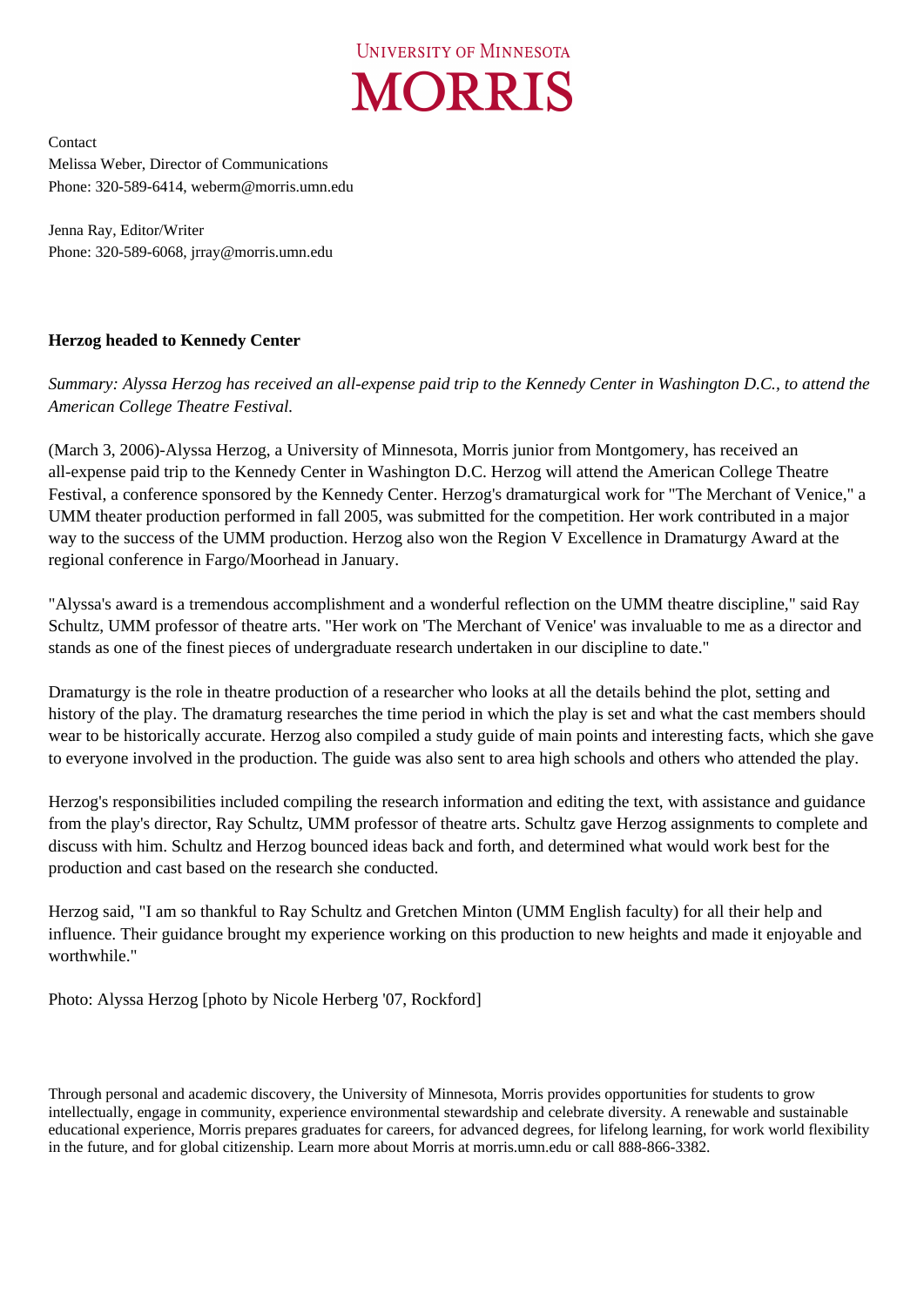UNIVERSITY OF MINNESOTA
MORRIS

Contact
Melissa Weber, Director of Communications
Phone: 320-589-6414, weberm@morris.umn.edu

Jenna Ray, Editor/Writer
Phone: 320-589-6068, jrray@morris.umn.edu

**Herzog headed to Kennedy Center**

*Summary: Alyssa Herzog has received an all-expense paid trip to the Kennedy Center in Washington D.C., to attend the American College Theatre Festival.*

(March 3, 2006)-Alyssa Herzog, a University of Minnesota, Morris junior from Montgomery, has received an all-expense paid trip to the Kennedy Center in Washington D.C. Herzog will attend the American College Theatre Festival, a conference sponsored by the Kennedy Center. Herzog's dramaturgical work for "The Merchant of Venice," a UMM theater production performed in fall 2005, was submitted for the competition. Her work contributed in a major way to the success of the UMM production. Herzog also won the Region V Excellence in Dramaturgy Award at the regional conference in Fargo/Moorhead in January.

"Alyssa's award is a tremendous accomplishment and a wonderful reflection on the UMM theatre discipline," said Ray Schultz, UMM professor of theatre arts. "Her work on 'The Merchant of Venice' was invaluable to me as a director and stands as one of the finest pieces of undergraduate research undertaken in our discipline to date."

Dramaturgy is the role in theatre production of a researcher who looks at all the details behind the plot, setting and history of the play. The dramaturg researches the time period in which the play is set and what the cast members should wear to be historically accurate. Herzog also compiled a study guide of main points and interesting facts, which she gave to everyone involved in the production. The guide was also sent to area high schools and others who attended the play.

Herzog's responsibilities included compiling the research information and editing the text, with assistance and guidance from the play's director, Ray Schultz, UMM professor of theatre arts. Schultz gave Herzog assignments to complete and discuss with him. Schultz and Herzog bounced ideas back and forth, and determined what would work best for the production and cast based on the research she conducted.

Herzog said, "I am so thankful to Ray Schultz and Gretchen Minton (UMM English faculty) for all their help and influence. Their guidance brought my experience working on this production to new heights and made it enjoyable and worthwhile."

Photo: Alyssa Herzog [photo by Nicole Herberg '07, Rockford]

Through personal and academic discovery, the University of Minnesota, Morris provides opportunities for students to grow intellectually, engage in community, experience environmental stewardship and celebrate diversity. A renewable and sustainable educational experience, Morris prepares graduates for careers, for advanced degrees, for lifelong learning, for work world flexibility in the future, and for global citizenship. Learn more about Morris at morris.umn.edu or call 888-866-3382.